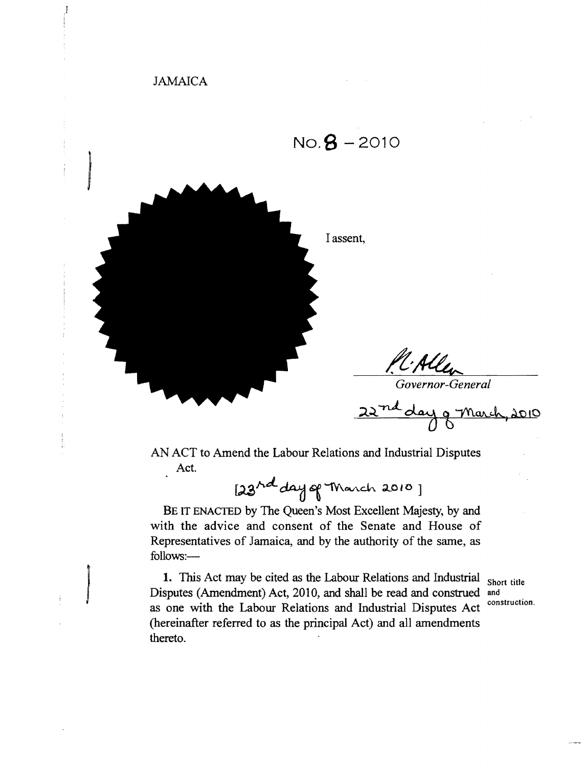JAMAICA

# No. 8 – 2010

I assent,

P. Allen

*Governor-General*

22nd day of March, 2010

AN ACT to Amend the Labour Relations and Industrial Disputes Act.

[23rd day of March 2010]

BE IT ENACTED by The Queen's Most Excellent Majesty, by and with the advice and consent of the Senate and House of Representatives of Jamaica, and by the authority of the same, as follows:—

**Short title and construction.**

**1.** This Act may be cited as the Labour Relations and Industrial Disputes (Amendment) Act, 2010, and shall be read and construed as one with the Labour Relations and Industrial Disputes Act (hereinafter referred to as the principal Act) and all amendments thereto.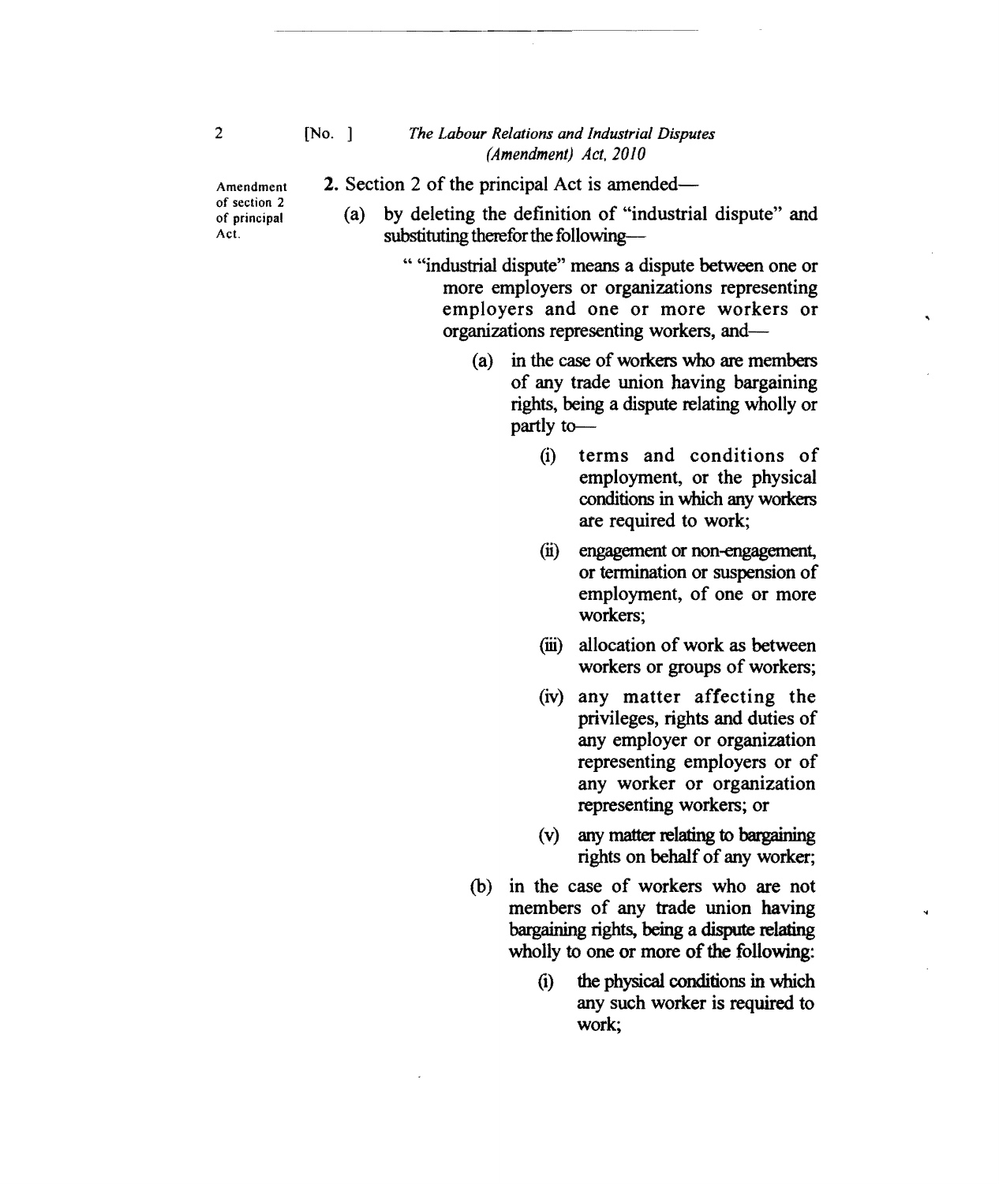Amendment of section 2 of principal Act.

**2.** Section 2 of the principal Act is amended—

(a) by deleting the definition of "industrial dispute" and substituting therefor the following—

" "industrial dispute" means a dispute between one or more employers or organizations representing employers and one or more workers or organizations representing workers, and—

(a) in the case of workers who are members of any trade union having bargaining rights, being a dispute relating wholly or partly to—

(i) terms and conditions of employment, or the physical conditions in which any workers are required to work;

(ii) engagement or non-engagement, or termination or suspension of employment, of one or more workers;

(iii) allocation of work as between workers or groups of workers;

(iv) any matter affecting the privileges, rights and duties of any employer or organization representing employers or of any worker or organization representing workers; or

(v) any matter relating to bargaining rights on behalf of any worker;

(b) in the case of workers who are not members of any trade union having bargaining rights, being a dispute relating wholly to one or more of the following:

(i) the physical conditions in which any such worker is required to work;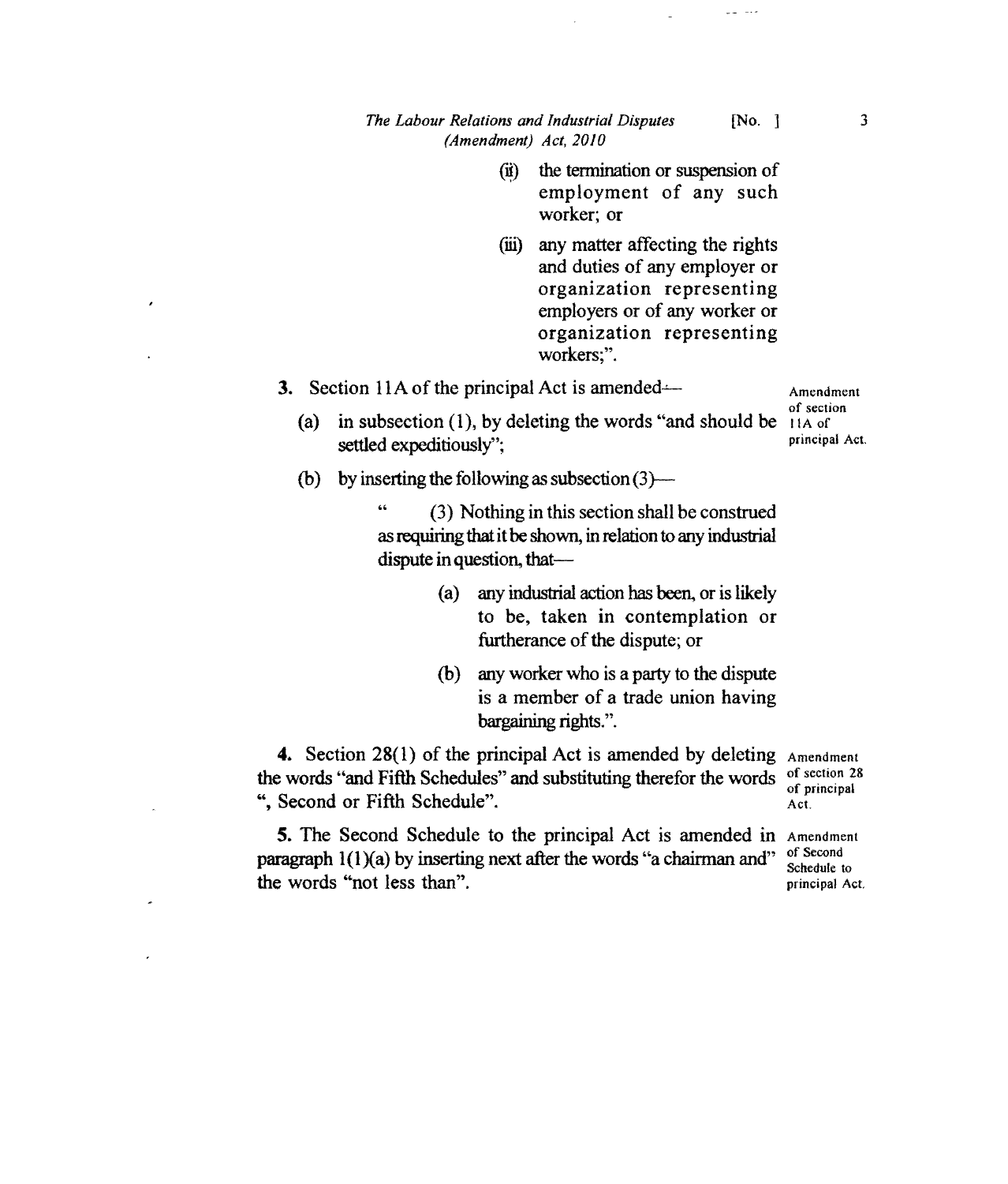(ii) the termination or suspension of employment of any such worker; or

(iii) any matter affecting the rights and duties of any employer or organization representing employers or of any worker or organization representing workers;".

**3.** Section 11A of the principal Act is amended—

Amendment of section 11A of principal Act.

(a) in subsection (1), by deleting the words "and should be settled expeditiously";

(b) by inserting the following as subsection (3)—

" (3) Nothing in this section shall be construed as requiring that it be shown, in relation to any industrial dispute in question, that—

(a) any industrial action has been, or is likely to be, taken in contemplation or furtherance of the dispute; or

(b) any worker who is a party to the dispute is a member of a trade union having bargaining rights.".

**4.** Section 28(1) of the principal Act is amended by deleting the words "and Fifth Schedules" and substituting therefor the words ", Second or Fifth Schedule".

Amendment of section 28 of principal Act.

**5.** The Second Schedule to the principal Act is amended in paragraph 1(1)(a) by inserting next after the words "a chairman and" the words "not less than".

Amendment of Second Schedule to principal Act.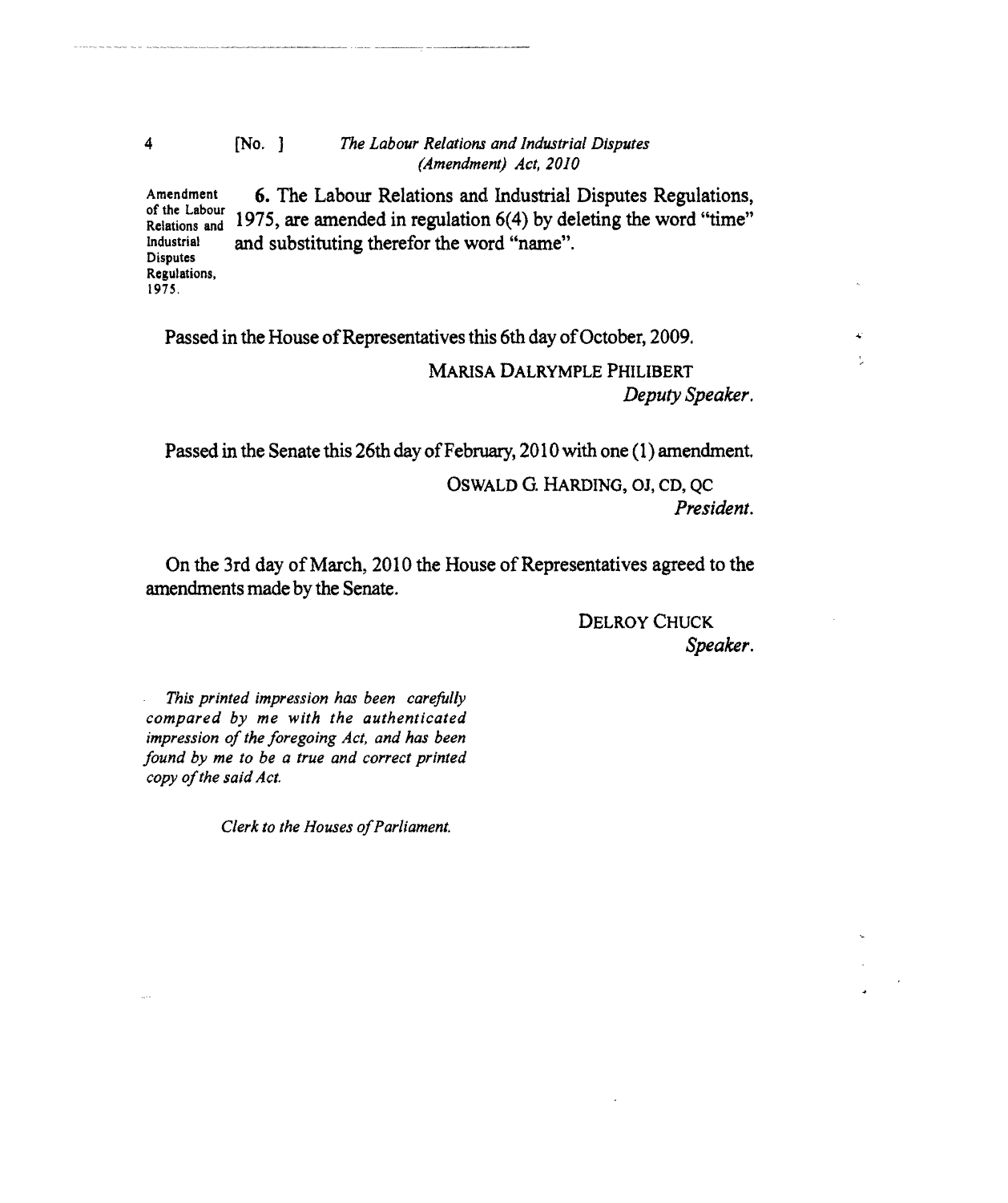Amendment of the Labour Relations and Industrial Disputes Regulations, 1975.

**6.** The Labour Relations and Industrial Disputes Regulations, 1975, are amended in regulation 6(4) by deleting the word "time" and substituting therefor the word "name".

Passed in the House of Representatives this 6th day of October, 2009.

MARISA DALRYMPLE PHILIBERT
*Deputy Speaker.*

Passed in the Senate this 26th day of February, 2010 with one (1) amendment.

OSWALD G. HARDING, OJ, CD, QC
*President.*

On the 3rd day of March, 2010 the House of Representatives agreed to the amendments made by the Senate.

DELROY CHUCK
*Speaker.*

*This printed impression has been carefully compared by me with the authenticated impression of the foregoing Act, and has been found by me to be a true and correct printed copy of the said Act.*

*Clerk to the Houses of Parliament.*